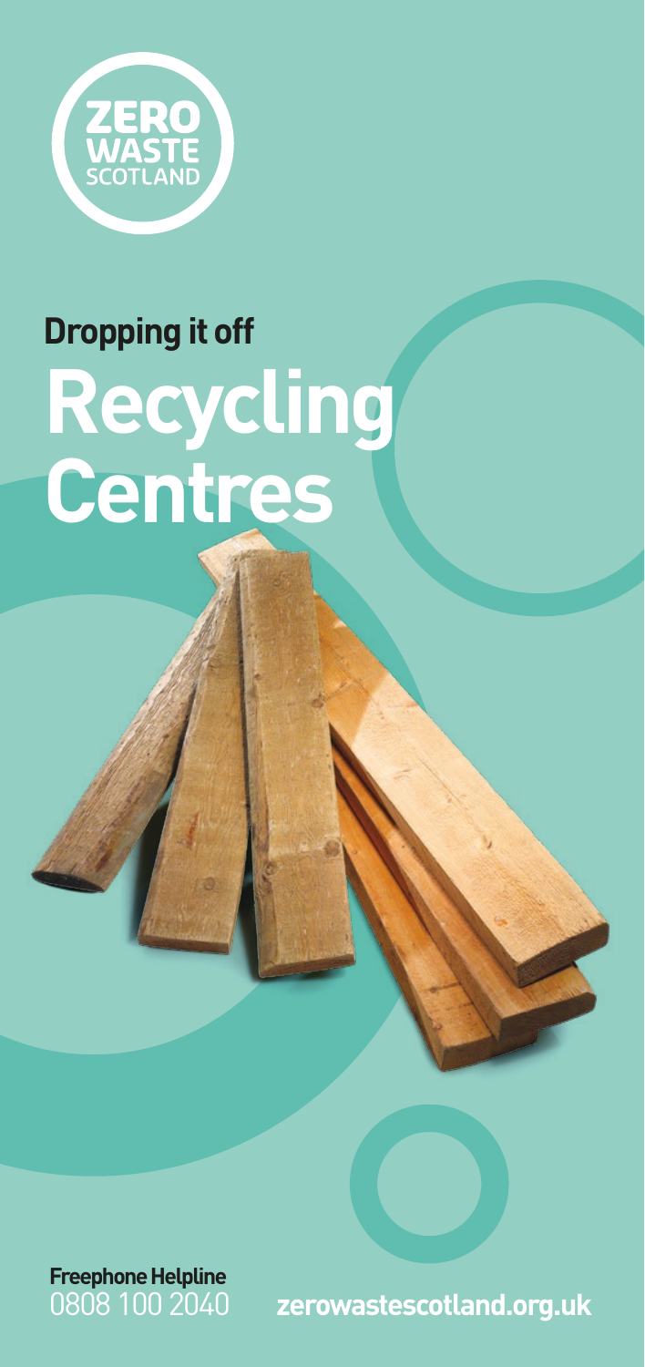ZERO WASTE SCOTLAND

## Dropping it off

# Recycling Centres

**Freephone Helpline**
0808 100 2040

**zerowastescotland.org.uk**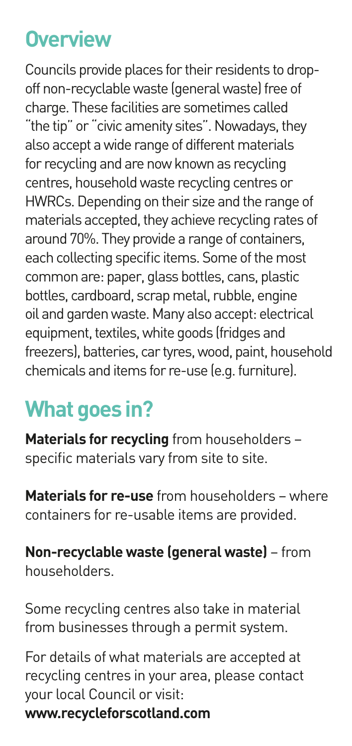## Overview

Councils provide places for their residents to drop-off non-recyclable waste (general waste) free of charge. These facilities are sometimes called "the tip" or "civic amenity sites". Nowadays, they also accept a wide range of different materials for recycling and are now known as recycling centres, household waste recycling centres or HWRCs. Depending on their size and the range of materials accepted, they achieve recycling rates of around 70%. They provide a range of containers, each collecting specific items. Some of the most common are: paper, glass bottles, cans, plastic bottles, cardboard, scrap metal, rubble, engine oil and garden waste. Many also accept: electrical equipment, textiles, white goods (fridges and freezers), batteries, car tyres, wood, paint, household chemicals and items for re-use (e.g. furniture).

## What goes in?

**Materials for recycling** from householders – specific materials vary from site to site.

**Materials for re-use** from householders – where containers for re-usable items are provided.

**Non-recyclable waste (general waste)** – from householders.

Some recycling centres also take in material from businesses through a permit system.

For details of what materials are accepted at recycling centres in your area, please contact your local Council or visit:
**www.recycleforscotland.com**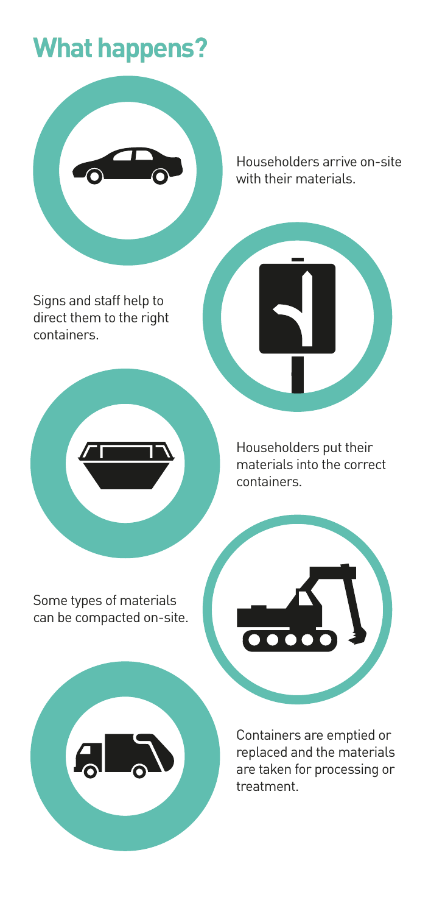# What happens?

Householders arrive on-site with their materials.

Signs and staff help to direct them to the right containers.

Householders put their materials into the correct containers.

Some types of materials can be compacted on-site.

Containers are emptied or replaced and the materials are taken for processing or treatment.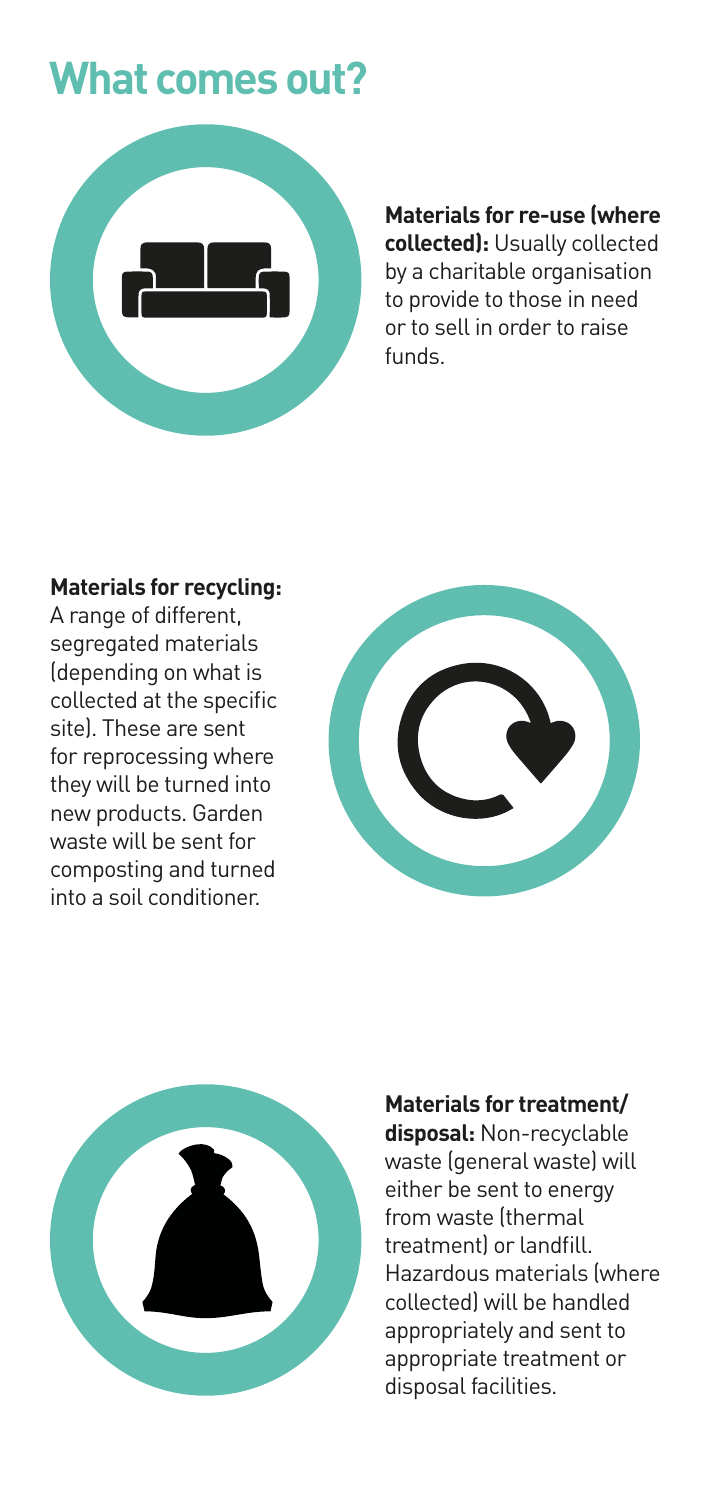# What comes out?

**Materials for re-use (where collected):** Usually collected by a charitable organisation to provide to those in need or to sell in order to raise funds.

**Materials for recycling:** A range of different, segregated materials (depending on what is collected at the specific site). These are sent for reprocessing where they will be turned into new products. Garden waste will be sent for composting and turned into a soil conditioner.

**Materials for treatment/ disposal:** Non-recyclable waste (general waste) will either be sent to energy from waste (thermal treatment) or landfill. Hazardous materials (where collected) will be handled appropriately and sent to appropriate treatment or disposal facilities.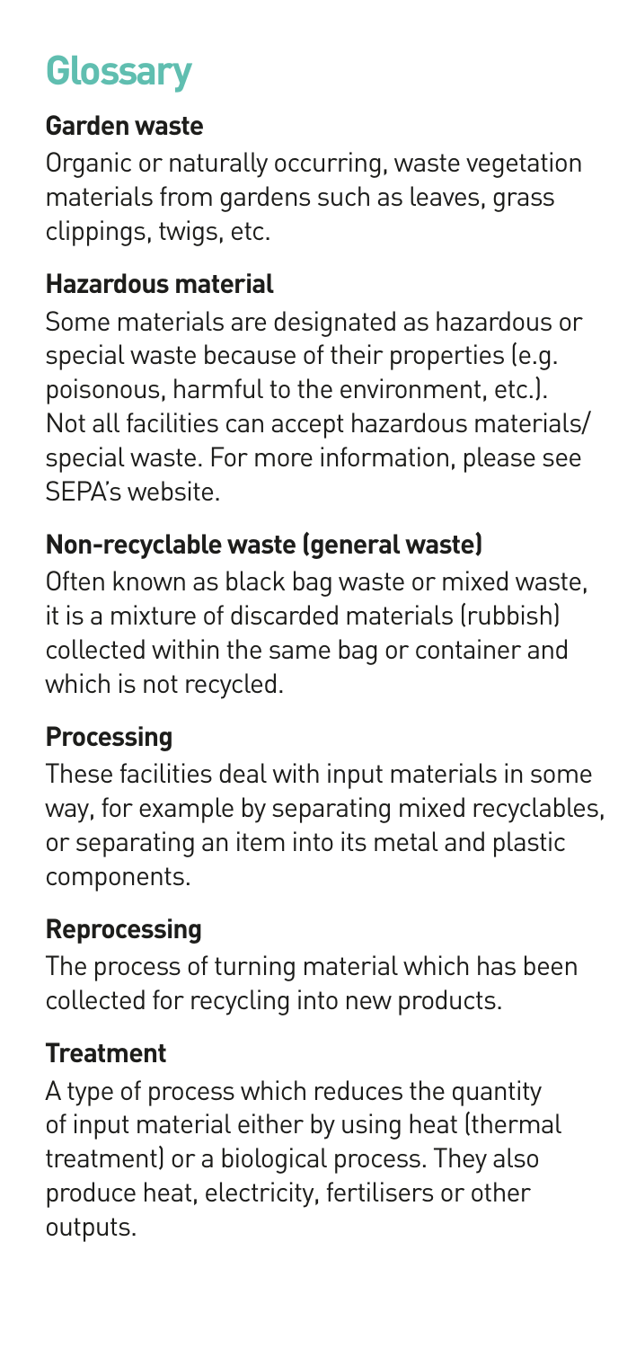# Glossary

### Garden waste

Organic or naturally occurring, waste vegetation materials from gardens such as leaves, grass clippings, twigs, etc.

### Hazardous material

Some materials are designated as hazardous or special waste because of their properties (e.g. poisonous, harmful to the environment, etc.). Not all facilities can accept hazardous materials/ special waste. For more information, please see SEPA's website.

### Non-recyclable waste (general waste)

Often known as black bag waste or mixed waste, it is a mixture of discarded materials (rubbish) collected within the same bag or container and which is not recycled.

### Processing

These facilities deal with input materials in some way, for example by separating mixed recyclables, or separating an item into its metal and plastic components.

### Reprocessing

The process of turning material which has been collected for recycling into new products.

### Treatment

A type of process which reduces the quantity of input material either by using heat (thermal treatment) or a biological process. They also produce heat, electricity, fertilisers or other outputs.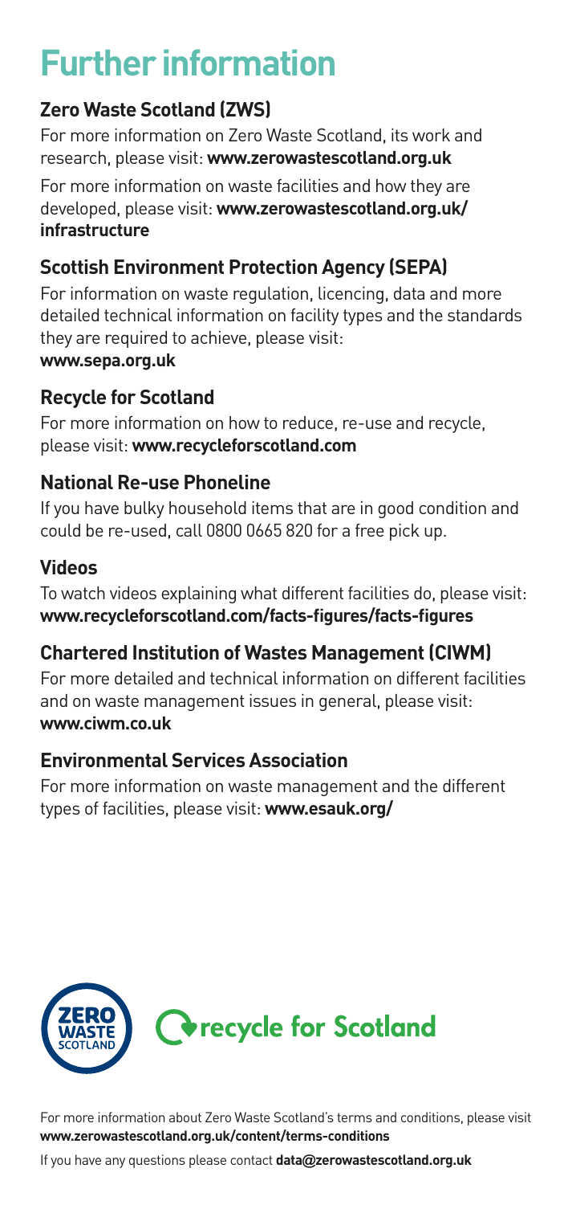# Further information

## Zero Waste Scotland (ZWS)

For more information on Zero Waste Scotland, its work and research, please visit: **www.zerowastescotland.org.uk**

For more information on waste facilities and how they are developed, please visit: **www.zerowastescotland.org.uk/infrastructure**

## Scottish Environment Protection Agency (SEPA)

For information on waste regulation, licencing, data and more detailed technical information on facility types and the standards they are required to achieve, please visit: **www.sepa.org.uk**

## Recycle for Scotland

For more information on how to reduce, re-use and recycle, please visit: **www.recycleforscotland.com**

## National Re-use Phoneline

If you have bulky household items that are in good condition and could be re-used, call 0800 0665 820 for a free pick up.

## Videos

To watch videos explaining what different facilities do, please visit: **www.recycleforscotland.com/facts-figures/facts-figures**

## Chartered Institution of Wastes Management (CIWM)

For more detailed and technical information on different facilities and on waste management issues in general, please visit: **www.ciwm.co.uk**

## Environmental Services Association

For more information on waste management and the different types of facilities, please visit: **www.esauk.org/**

ZERO WASTE SCOTLAND

recycle for Scotland

For more information about Zero Waste Scotland's terms and conditions, please visit **www.zerowastescotland.org.uk/content/terms-conditions**

If you have any questions please contact **data@zerowastescotland.org.uk**